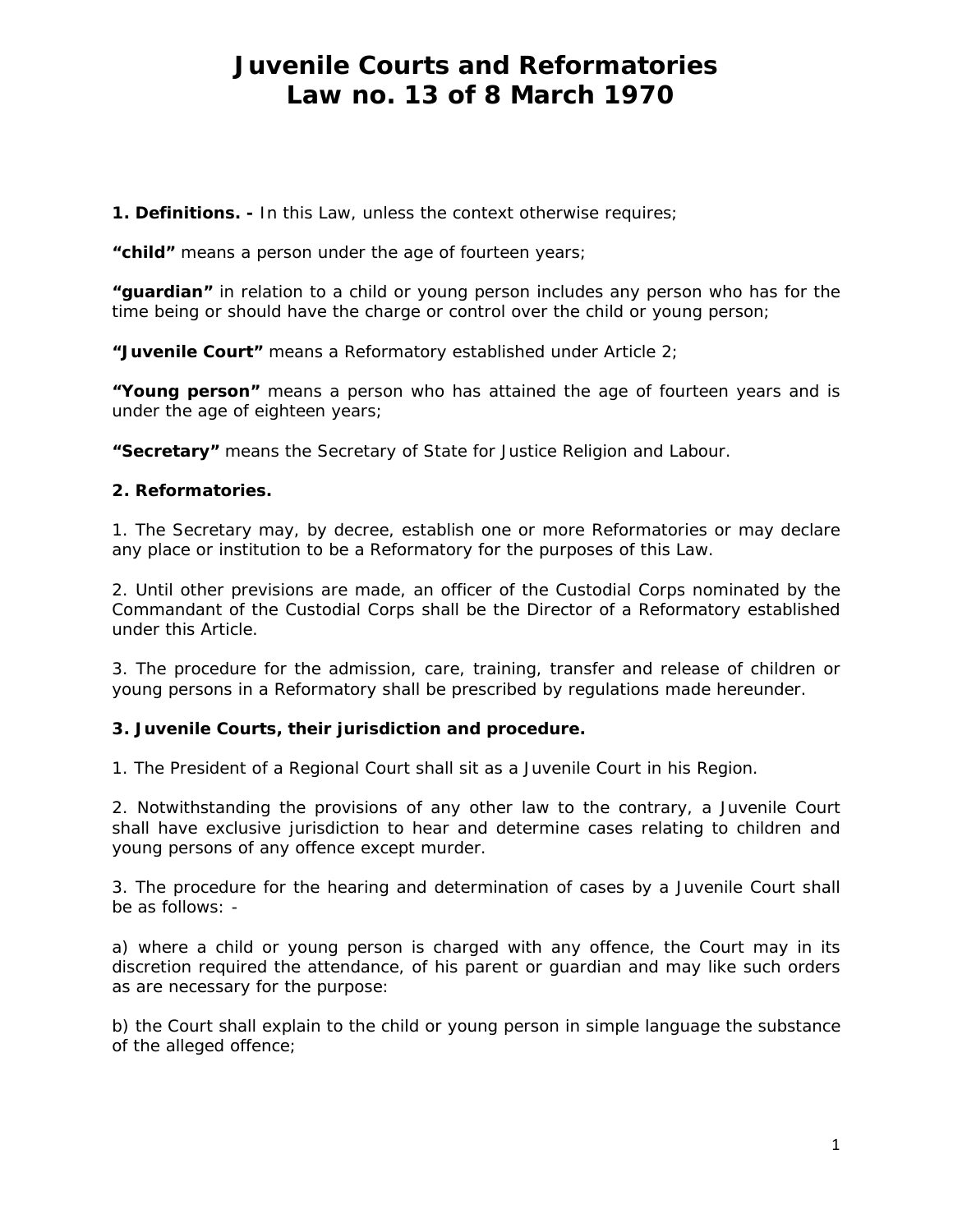# Juvenile Courts and Reformatories
# Law no. 13 of 8 March 1970

**1. Definitions. -** In this Law, unless the context otherwise requires;

**"child"** means a person under the age of fourteen years;

**"guardian"** in relation to a child or young person includes any person who has for the time being or should have the charge or control over the child or young person;

**"Juvenile Court"** means a Reformatory established under Article 2;

**"Young person"** means a person who has attained the age of fourteen years and is under the age of eighteen years;

**"Secretary"** means the Secretary of State for Justice Religion and Labour.

**2. Reformatories.**

1. The Secretary may, by decree, establish one or more Reformatories or may declare any place or institution to be a Reformatory for the purposes of this Law.

2. Until other previsions are made, an officer of the Custodial Corps nominated by the Commandant of the Custodial Corps shall be the Director of a Reformatory established under this Article.

3. The procedure for the admission, care, training, transfer and release of children or young persons in a Reformatory shall be prescribed by regulations made hereunder.

**3. Juvenile Courts, their jurisdiction and procedure.**

1. The President of a Regional Court shall sit as a Juvenile Court in his Region.

2. Notwithstanding the provisions of any other law to the contrary, a Juvenile Court shall have exclusive jurisdiction to hear and determine cases relating to children and young persons of any offence except murder.

3. The procedure for the hearing and determination of cases by a Juvenile Court shall be as follows: -

a) where a child or young person is charged with any offence, the Court may in its discretion required the attendance, of his parent or guardian and may like such orders as are necessary for the purpose:

b) the Court shall explain to the child or young person in simple language the substance of the alleged offence;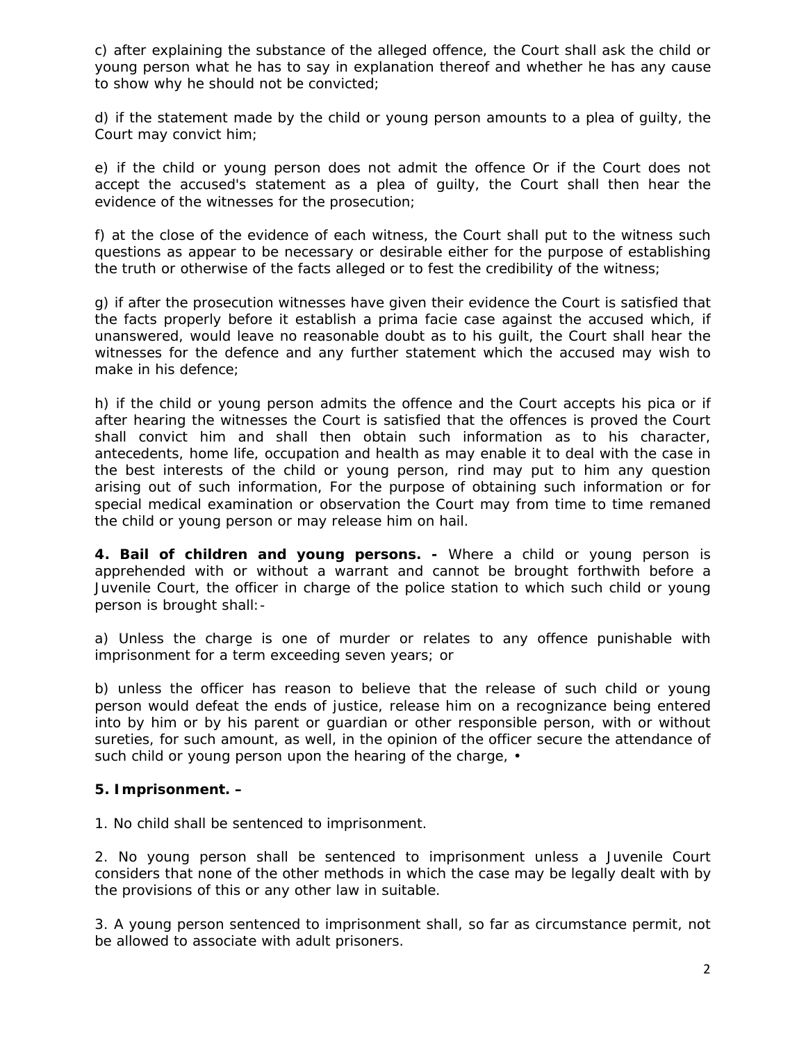c) after explaining the substance of the alleged offence, the Court shall ask the child or young person what he has to say in explanation thereof and whether he has any cause to show why he should not be convicted;

d) if the statement made by the child or young person amounts to a plea of guilty, the Court may convict him;

e) if the child or young person does not admit the offence Or if the Court does not accept the accused's statement as a plea of guilty, the Court shall then hear the evidence of the witnesses for the prosecution;

f) at the close of the evidence of each witness, the Court shall put to the witness such questions as appear to be necessary or desirable either for the purpose of establishing the truth or otherwise of the facts alleged or to fest the credibility of the witness;

g) if after the prosecution witnesses have given their evidence the Court is satisfied that the facts properly before it establish a prima facie case against the accused which, if unanswered, would leave no reasonable doubt as to his guilt, the Court shall hear the witnesses for the defence and any further statement which the accused may wish to make in his defence;

h) if the child or young person admits the offence and the Court accepts his pica or if after hearing the witnesses the Court is satisfied that the offences is proved the Court shall convict him and shall then obtain such information as to his character, antecedents, home life, occupation and health as may enable it to deal with the case in the best interests of the child or young person, rind may put to him any question arising out of such information, For the purpose of obtaining such information or for special medical examination or observation the Court may from time to time remaned the child or young person or may release him on hail.

**4. Bail of children and young persons. -** Where a child or young person is apprehended with or without a warrant and cannot be brought forthwith before a Juvenile Court, the officer in charge of the police station to which such child or young person is brought shall:-

a) Unless the charge is one of murder or relates to any offence punishable with imprisonment for a term exceeding seven years; or

b) unless the officer has reason to believe that the release of such child or young person would defeat the ends of justice, release him on a recognizance being entered into by him or by his parent or guardian or other responsible person, with or without sureties, for such amount, as well, in the opinion of the officer secure the attendance of such child or young person upon the hearing of the charge, •

**5. Imprisonment. –**

1. No child shall be sentenced to imprisonment.

2. No young person shall be sentenced to imprisonment unless a Juvenile Court considers that none of the other methods in which the case may be legally dealt with by the provisions of this or any other law in suitable.

3. A young person sentenced to imprisonment shall, so far as circumstance permit, not be allowed to associate with adult prisoners.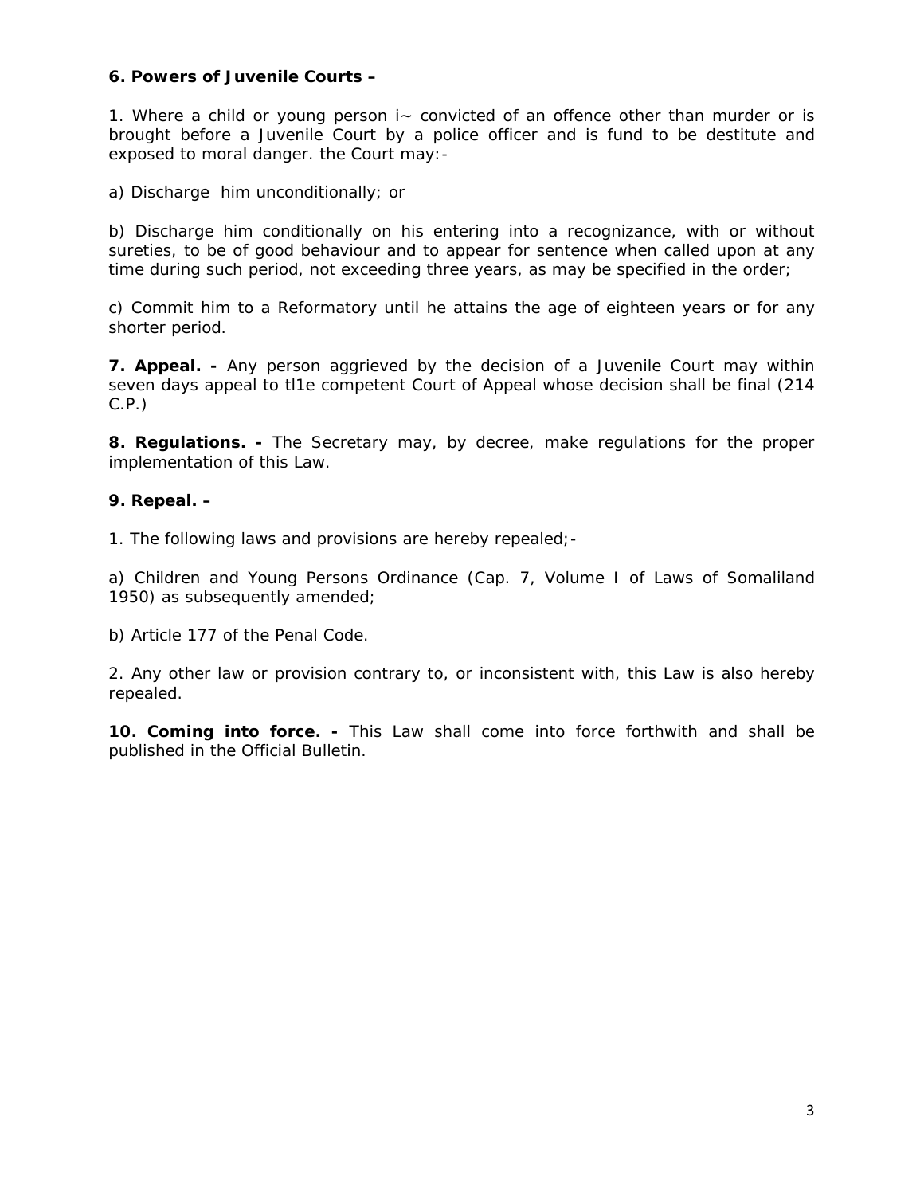**6. Powers of Juvenile Courts –**

1. Where a child or young person i~ convicted of an offence other than murder or is brought before a Juvenile Court by a police officer and is fund to be destitute and exposed to moral danger. the Court may:-

a) Discharge him unconditionally; or

b) Discharge him conditionally on his entering into a recognizance, with or without sureties, to be of good behaviour and to appear for sentence when called upon at any time during such period, not exceeding three years, as may be specified in the order;

c) Commit him to a Reformatory until he attains the age of eighteen years or for any shorter period.

**7. Appeal. -** Any person aggrieved by the decision of a Juvenile Court may within seven days appeal to tl1e competent Court of Appeal whose decision shall be final (214 C.P.)

**8. Regulations. -** The Secretary may, by decree, make regulations for the proper implementation of this Law.

**9. Repeal. –**

1. The following laws and provisions are hereby repealed;-

a) Children and Young Persons Ordinance (Cap. 7, Volume I of Laws of Somaliland 1950) as subsequently amended;

b) Article 177 of the Penal Code.

2. Any other law or provision contrary to, or inconsistent with, this Law is also hereby repealed.

**10. Coming into force. -** This Law shall come into force forthwith and shall be published in the Official Bulletin.